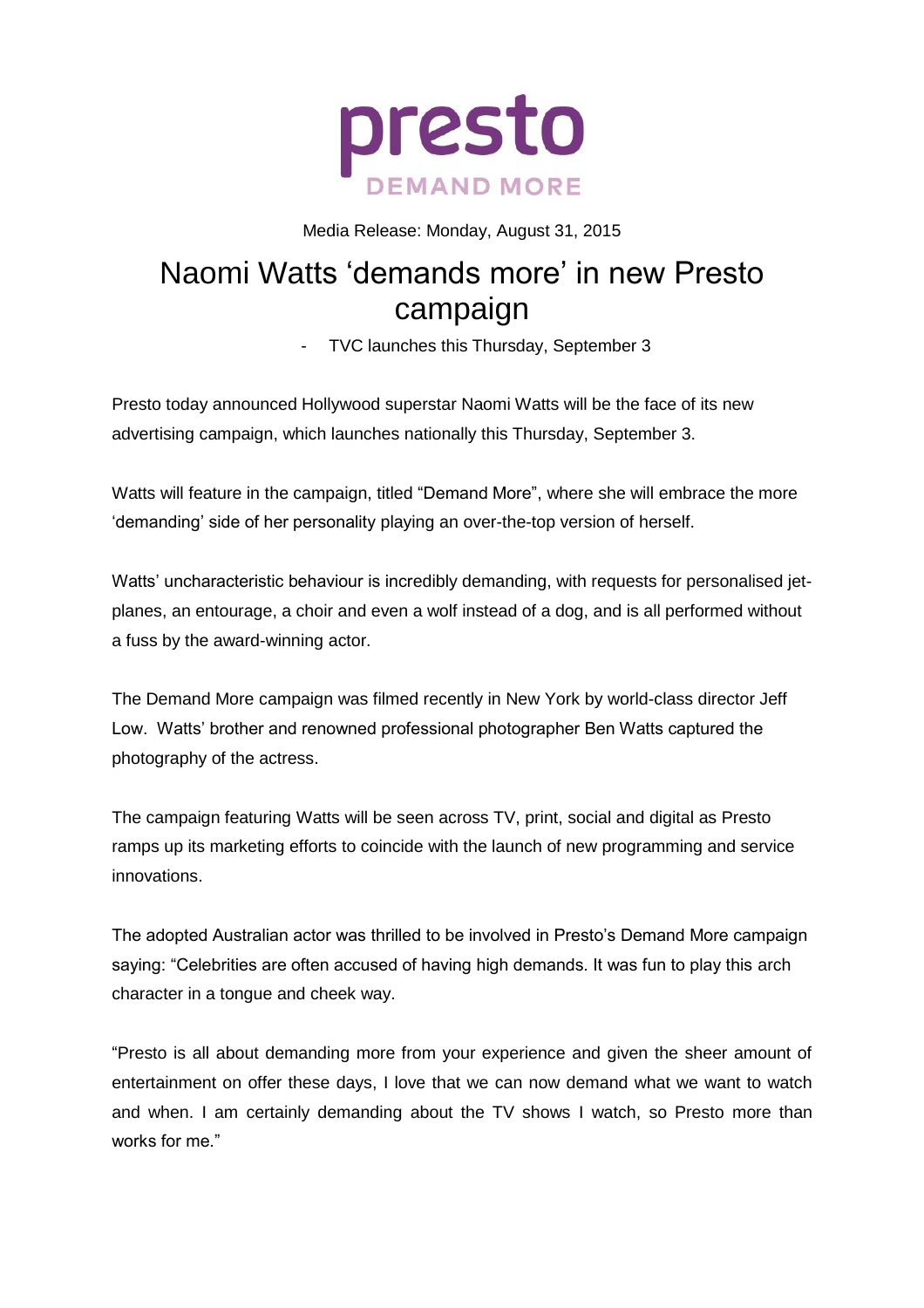presto

DEMAND MORE

Media Release: Monday, August 31, 2015

# Naomi Watts 'demands more' in new Presto campaign

- TVC launches this Thursday, September 3

Presto today announced Hollywood superstar Naomi Watts will be the face of its new advertising campaign, which launches nationally this Thursday, September 3.

Watts will feature in the campaign, titled "Demand More", where she will embrace the more 'demanding' side of her personality playing an over-the-top version of herself.

Watts' uncharacteristic behaviour is incredibly demanding, with requests for personalised jet-planes, an entourage, a choir and even a wolf instead of a dog, and is all performed without a fuss by the award-winning actor.

The Demand More campaign was filmed recently in New York by world-class director Jeff Low. Watts' brother and renowned professional photographer Ben Watts captured the photography of the actress.

The campaign featuring Watts will be seen across TV, print, social and digital as Presto ramps up its marketing efforts to coincide with the launch of new programming and service innovations.

The adopted Australian actor was thrilled to be involved in Presto's Demand More campaign saying: "Celebrities are often accused of having high demands. It was fun to play this arch character in a tongue and cheek way.

"Presto is all about demanding more from your experience and given the sheer amount of entertainment on offer these days, I love that we can now demand what we want to watch and when. I am certainly demanding about the TV shows I watch, so Presto more than works for me."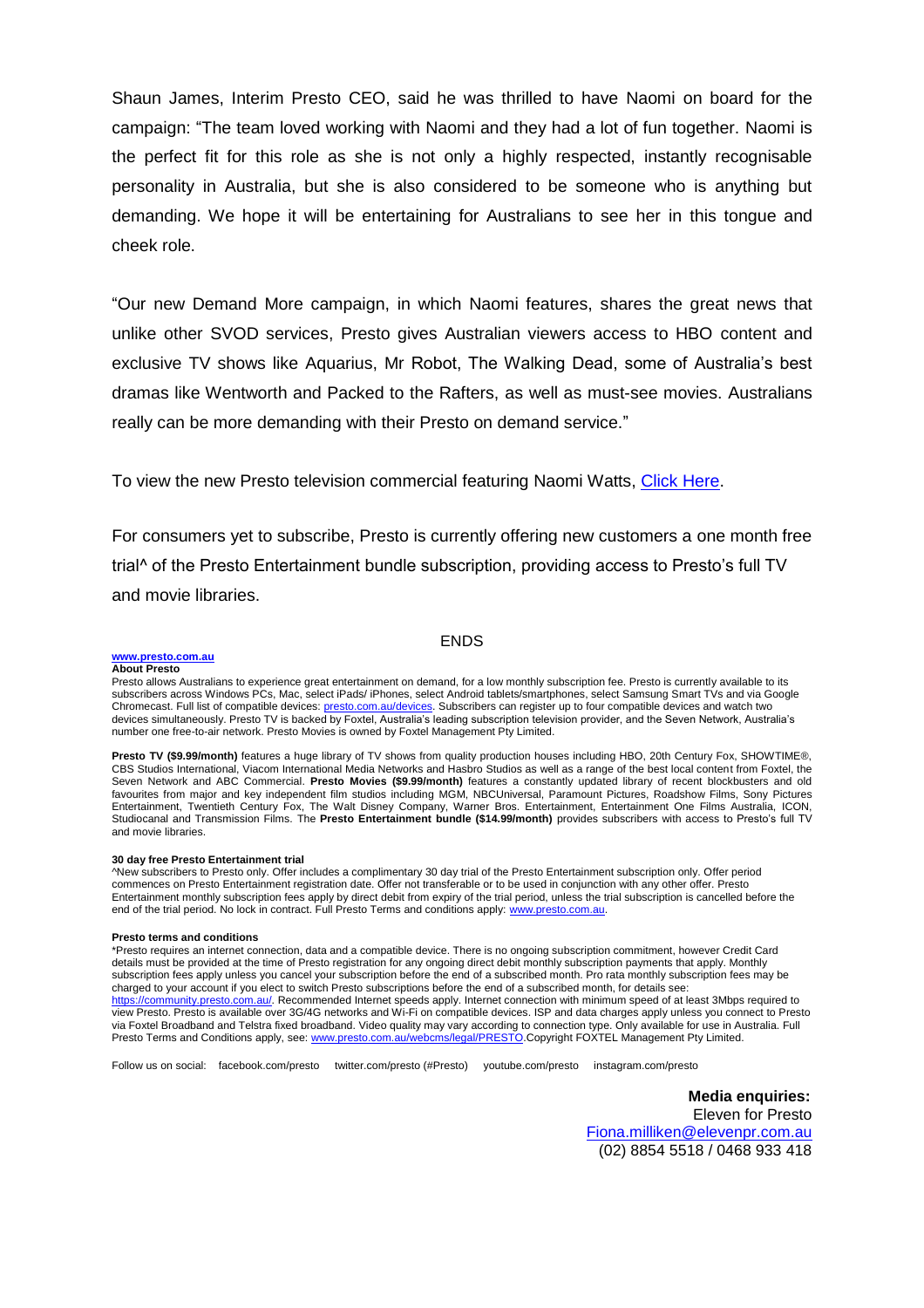Shaun James, Interim Presto CEO, said he was thrilled to have Naomi on board for the campaign: "The team loved working with Naomi and they had a lot of fun together. Naomi is the perfect fit for this role as she is not only a highly respected, instantly recognisable personality in Australia, but she is also considered to be someone who is anything but demanding. We hope it will be entertaining for Australians to see her in this tongue and cheek role.

"Our new Demand More campaign, in which Naomi features, shares the great news that unlike other SVOD services, Presto gives Australian viewers access to HBO content and exclusive TV shows like Aquarius, Mr Robot, The Walking Dead, some of Australia's best dramas like Wentworth and Packed to the Rafters, as well as must-see movies. Australians really can be more demanding with their Presto on demand service."

To view the new Presto television commercial featuring Naomi Watts, [Click Here](#).

For consumers yet to subscribe, Presto is currently offering new customers a one month free trial^ of the Presto Entertainment bundle subscription, providing access to Presto's full TV and movie libraries.

ENDS

[www.presto.com.au](http://www.presto.com.au)

**About Presto**

Presto allows Australians to experience great entertainment on demand, for a low monthly subscription fee. Presto is currently available to its subscribers across Windows PCs, Mac, select iPads/ iPhones, select Android tablets/smartphones, select Samsung Smart TVs and via Google Chromecast. Full list of compatible devices: [presto.com.au/devices](http://presto.com.au/devices). Subscribers can register up to four compatible devices and watch two devices simultaneously. Presto TV is backed by Foxtel, Australia's leading subscription television provider, and the Seven Network, Australia's number one free-to-air network. Presto Movies is owned by Foxtel Management Pty Limited.

**Presto TV ($9.99/month)** features a huge library of TV shows from quality production houses including HBO, 20th Century Fox, SHOWTIME®, CBS Studios International, Viacom International Media Networks and Hasbro Studios as well as a range of the best local content from Foxtel, the Seven Network and ABC Commercial. **Presto Movies ($9.99/month)** features a constantly updated library of recent blockbusters and old favourites from major and key independent film studios including MGM, NBCUniversal, Paramount Pictures, Roadshow Films, Sony Pictures Entertainment, Twentieth Century Fox, The Walt Disney Company, Warner Bros. Entertainment, Entertainment One Films Australia, ICON, Studiocanal and Transmission Films. The **Presto Entertainment bundle ($14.99/month)** provides subscribers with access to Presto's full TV and movie libraries.

**30 day free Presto Entertainment trial**

^New subscribers to Presto only. Offer includes a complimentary 30 day trial of the Presto Entertainment subscription only. Offer period commences on Presto Entertainment registration date. Offer not transferable or to be used in conjunction with any other offer. Presto Entertainment monthly subscription fees apply by direct debit from expiry of the trial period, unless the trial subscription is cancelled before the end of the trial period. No lock in contract. Full Presto Terms and conditions apply: [www.presto.com.au](http://www.presto.com.au).

**Presto terms and conditions**

*Presto requires an internet connection, data and a compatible device. There is no ongoing subscription commitment, however Credit Card details must be provided at the time of Presto registration for any ongoing direct debit monthly subscription payments that apply. Monthly subscription fees apply unless you cancel your subscription before the end of a subscribed month. Pro rata monthly subscription fees may be charged to your account if you elect to switch Presto subscriptions before the end of a subscribed month, for details see: [https://community.presto.com.au/](https://community.presto.com.au/). Recommended Internet speeds apply. Internet connection with minimum speed of at least 3Mbps required to view Presto. Presto is available over 3G/4G networks and Wi-Fi on compatible devices. ISP and data charges apply unless you connect to Presto via Foxtel Broadband and Telstra fixed broadband. Video quality may vary according to connection type. Only available for use in Australia. Full Presto Terms and Conditions apply, see: [www.presto.com.au/webcms/legal/PRESTO](http://www.presto.com.au/webcms/legal/PRESTO).Copyright FOXTEL Management Pty Limited.

Follow us on social: facebook.com/presto twitter.com/presto (#Presto) youtube.com/presto instagram.com/presto

**Media enquiries:**
Eleven for Presto
[Fiona.milliken@elevenpr.com.au](mailto:Fiona.milliken@elevenpr.com.au)
(02) 8854 5518 / 0468 933 418